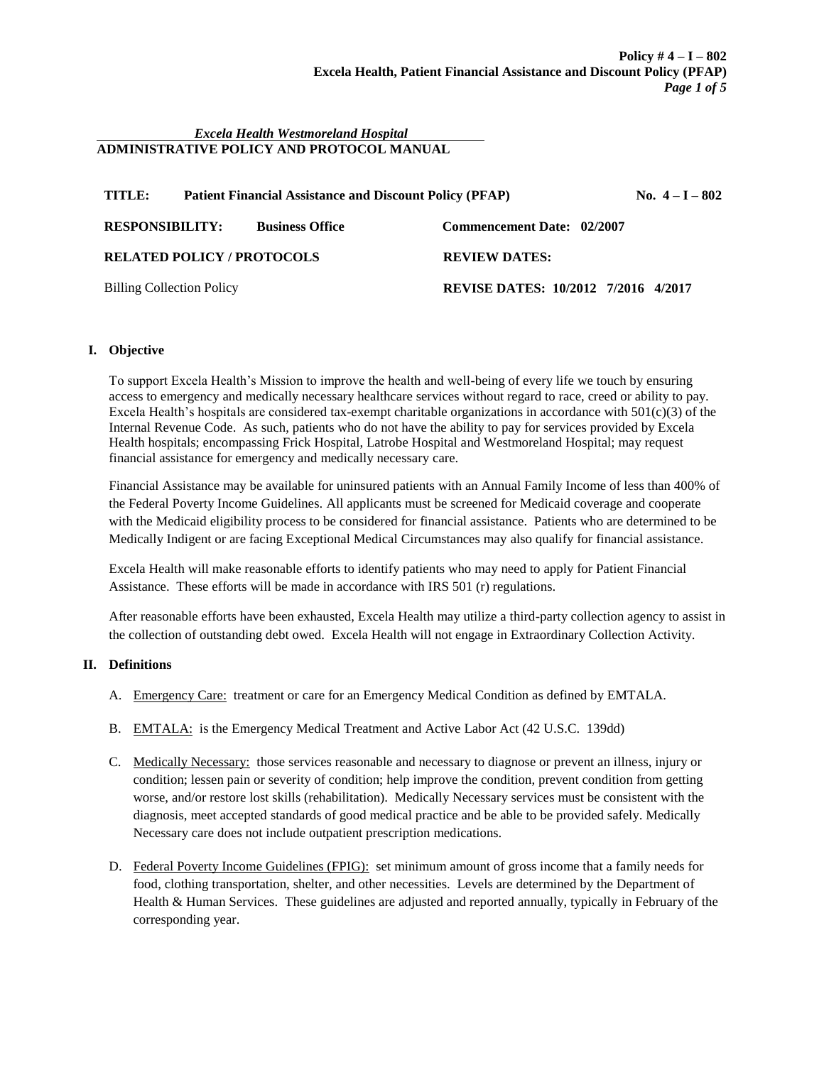*Excela Health Westmoreland Hospital*
**ADMINISTRATIVE POLICY AND PROTOCOL MANUAL**

| | | | |
|---|---|---|---|
| **TITLE:** | **Patient Financial Assistance and Discount Policy (PFAP)** | | **No. 4 – I – 802** |
| **RESPONSIBILITY:** | **Business Office** | **Commencement Date: 02/2007** | |
| **RELATED POLICY / PROTOCOLS** | | **REVIEW DATES:** | |
| Billing Collection Policy | | **REVISE DATES: 10/2012 7/2016 4/2017** | |

## I. Objective

To support Excela Health's Mission to improve the health and well-being of every life we touch by ensuring access to emergency and medically necessary healthcare services without regard to race, creed or ability to pay. Excela Health's hospitals are considered tax-exempt charitable organizations in accordance with 501(c)(3) of the Internal Revenue Code. As such, patients who do not have the ability to pay for services provided by Excela Health hospitals; encompassing Frick Hospital, Latrobe Hospital and Westmoreland Hospital; may request financial assistance for emergency and medically necessary care.

Financial Assistance may be available for uninsured patients with an Annual Family Income of less than 400% of the Federal Poverty Income Guidelines. All applicants must be screened for Medicaid coverage and cooperate with the Medicaid eligibility process to be considered for financial assistance. Patients who are determined to be Medically Indigent or are facing Exceptional Medical Circumstances may also qualify for financial assistance.

Excela Health will make reasonable efforts to identify patients who may need to apply for Patient Financial Assistance. These efforts will be made in accordance with IRS 501 (r) regulations.

After reasonable efforts have been exhausted, Excela Health may utilize a third-party collection agency to assist in the collection of outstanding debt owed. Excela Health will not engage in Extraordinary Collection Activity.

## II. Definitions

A. Emergency Care: treatment or care for an Emergency Medical Condition as defined by EMTALA.

B. EMTALA: is the Emergency Medical Treatment and Active Labor Act (42 U.S.C. 139dd)

C. Medically Necessary: those services reasonable and necessary to diagnose or prevent an illness, injury or condition; lessen pain or severity of condition; help improve the condition, prevent condition from getting worse, and/or restore lost skills (rehabilitation). Medically Necessary services must be consistent with the diagnosis, meet accepted standards of good medical practice and be able to be provided safely. Medically Necessary care does not include outpatient prescription medications.

D. Federal Poverty Income Guidelines (FPIG): set minimum amount of gross income that a family needs for food, clothing transportation, shelter, and other necessities. Levels are determined by the Department of Health & Human Services. These guidelines are adjusted and reported annually, typically in February of the corresponding year.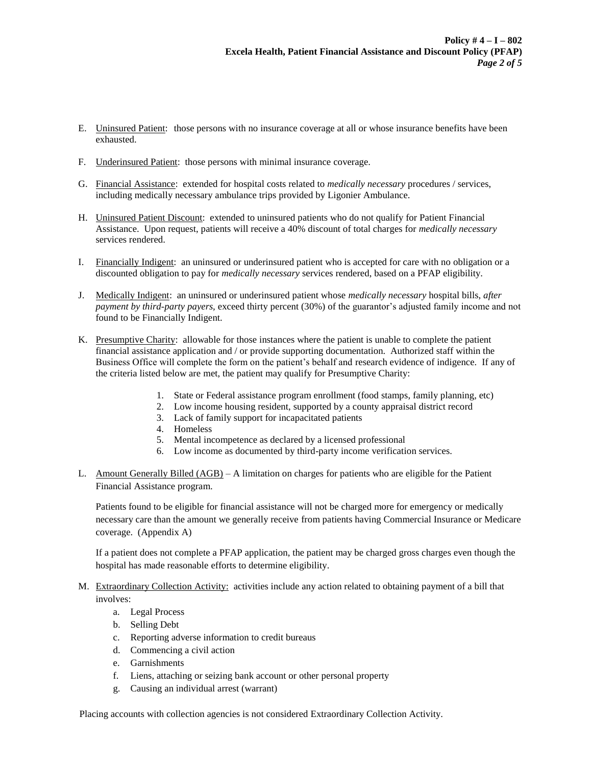E. Uninsured Patient: those persons with no insurance coverage at all or whose insurance benefits have been exhausted.

F. Underinsured Patient: those persons with minimal insurance coverage.

G. Financial Assistance: extended for hospital costs related to *medically necessary* procedures / services, including medically necessary ambulance trips provided by Ligonier Ambulance.

H. Uninsured Patient Discount: extended to uninsured patients who do not qualify for Patient Financial Assistance. Upon request, patients will receive a 40% discount of total charges for *medically necessary* services rendered.

I. Financially Indigent: an uninsured or underinsured patient who is accepted for care with no obligation or a discounted obligation to pay for *medically necessary* services rendered, based on a PFAP eligibility.

J. Medically Indigent: an uninsured or underinsured patient whose *medically necessary* hospital bills, *after payment by third-party payers,* exceed thirty percent (30%) of the guarantor's adjusted family income and not found to be Financially Indigent.

K. Presumptive Charity: allowable for those instances where the patient is unable to complete the patient financial assistance application and / or provide supporting documentation. Authorized staff within the Business Office will complete the form on the patient's behalf and research evidence of indigence. If any of the criteria listed below are met, the patient may qualify for Presumptive Charity:

   1. State or Federal assistance program enrollment (food stamps, family planning, etc)
   2. Low income housing resident, supported by a county appraisal district record
   3. Lack of family support for incapacitated patients
   4. Homeless
   5. Mental incompetence as declared by a licensed professional
   6. Low income as documented by third-party income verification services.

L. Amount Generally Billed (AGB) – A limitation on charges for patients who are eligible for the Patient Financial Assistance program.

   Patients found to be eligible for financial assistance will not be charged more for emergency or medically necessary care than the amount we generally receive from patients having Commercial Insurance or Medicare coverage. (Appendix A)

   If a patient does not complete a PFAP application, the patient may be charged gross charges even though the hospital has made reasonable efforts to determine eligibility.

M. Extraordinary Collection Activity: activities include any action related to obtaining payment of a bill that involves:
   a. Legal Process
   b. Selling Debt
   c. Reporting adverse information to credit bureaus
   d. Commencing a civil action
   e. Garnishments
   f. Liens, attaching or seizing bank account or other personal property
   g. Causing an individual arrest (warrant)

Placing accounts with collection agencies is not considered Extraordinary Collection Activity.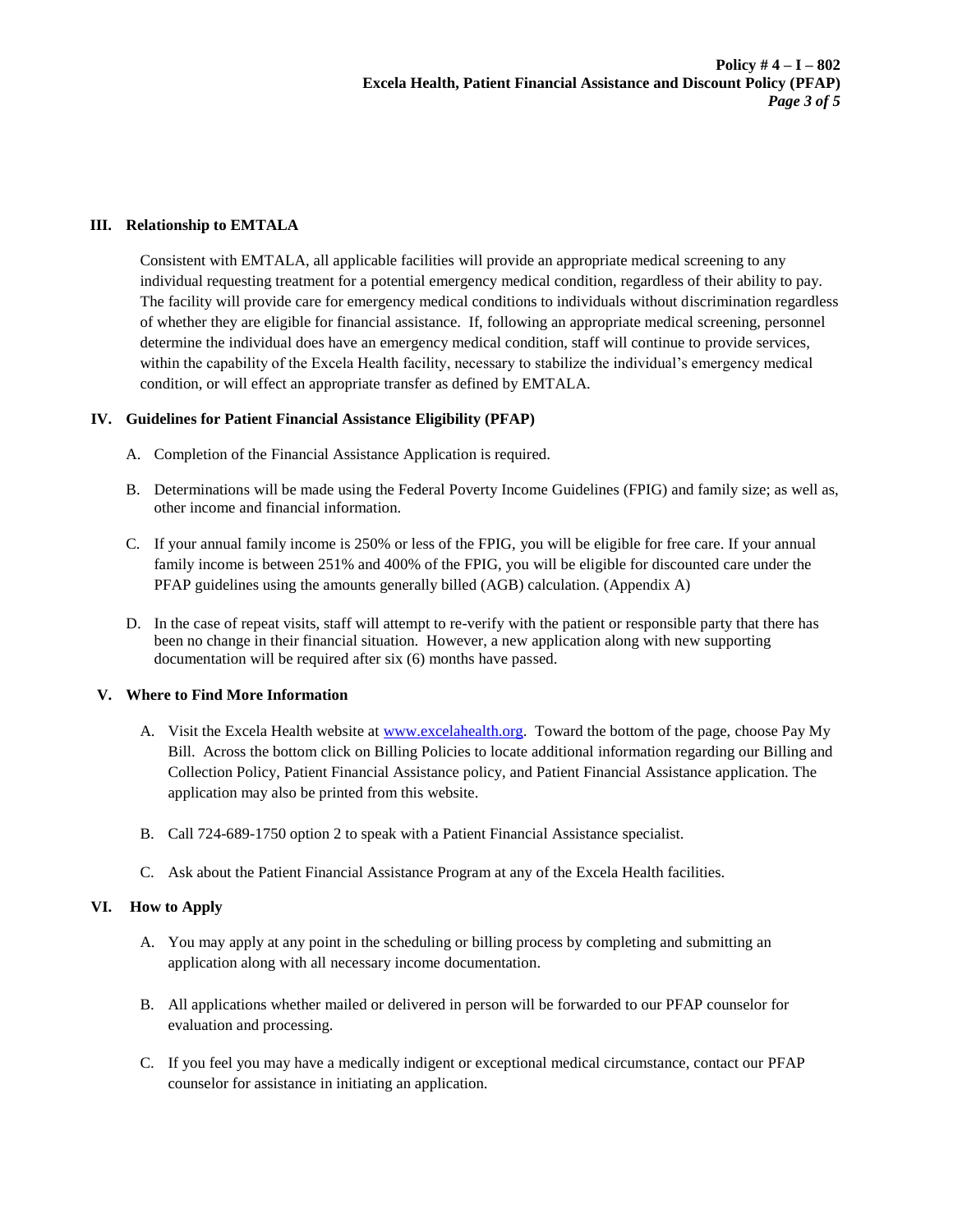## III. Relationship to EMTALA

Consistent with EMTALA, all applicable facilities will provide an appropriate medical screening to any individual requesting treatment for a potential emergency medical condition, regardless of their ability to pay. The facility will provide care for emergency medical conditions to individuals without discrimination regardless of whether they are eligible for financial assistance. If, following an appropriate medical screening, personnel determine the individual does have an emergency medical condition, staff will continue to provide services, within the capability of the Excela Health facility, necessary to stabilize the individual's emergency medical condition, or will effect an appropriate transfer as defined by EMTALA.

## IV. Guidelines for Patient Financial Assistance Eligibility (PFAP)

A. Completion of the Financial Assistance Application is required.

B. Determinations will be made using the Federal Poverty Income Guidelines (FPIG) and family size; as well as, other income and financial information.

C. If your annual family income is 250% or less of the FPIG, you will be eligible for free care. If your annual family income is between 251% and 400% of the FPIG, you will be eligible for discounted care under the PFAP guidelines using the amounts generally billed (AGB) calculation. (Appendix A)

D. In the case of repeat visits, staff will attempt to re-verify with the patient or responsible party that there has been no change in their financial situation. However, a new application along with new supporting documentation will be required after six (6) months have passed.

## V. Where to Find More Information

A. Visit the Excela Health website at www.excelahealth.org. Toward the bottom of the page, choose Pay My Bill. Across the bottom click on Billing Policies to locate additional information regarding our Billing and Collection Policy, Patient Financial Assistance policy, and Patient Financial Assistance application. The application may also be printed from this website.

B. Call 724-689-1750 option 2 to speak with a Patient Financial Assistance specialist.

C. Ask about the Patient Financial Assistance Program at any of the Excela Health facilities.

## VI. How to Apply

A. You may apply at any point in the scheduling or billing process by completing and submitting an application along with all necessary income documentation.

B. All applications whether mailed or delivered in person will be forwarded to our PFAP counselor for evaluation and processing.

C. If you feel you may have a medically indigent or exceptional medical circumstance, contact our PFAP counselor for assistance in initiating an application.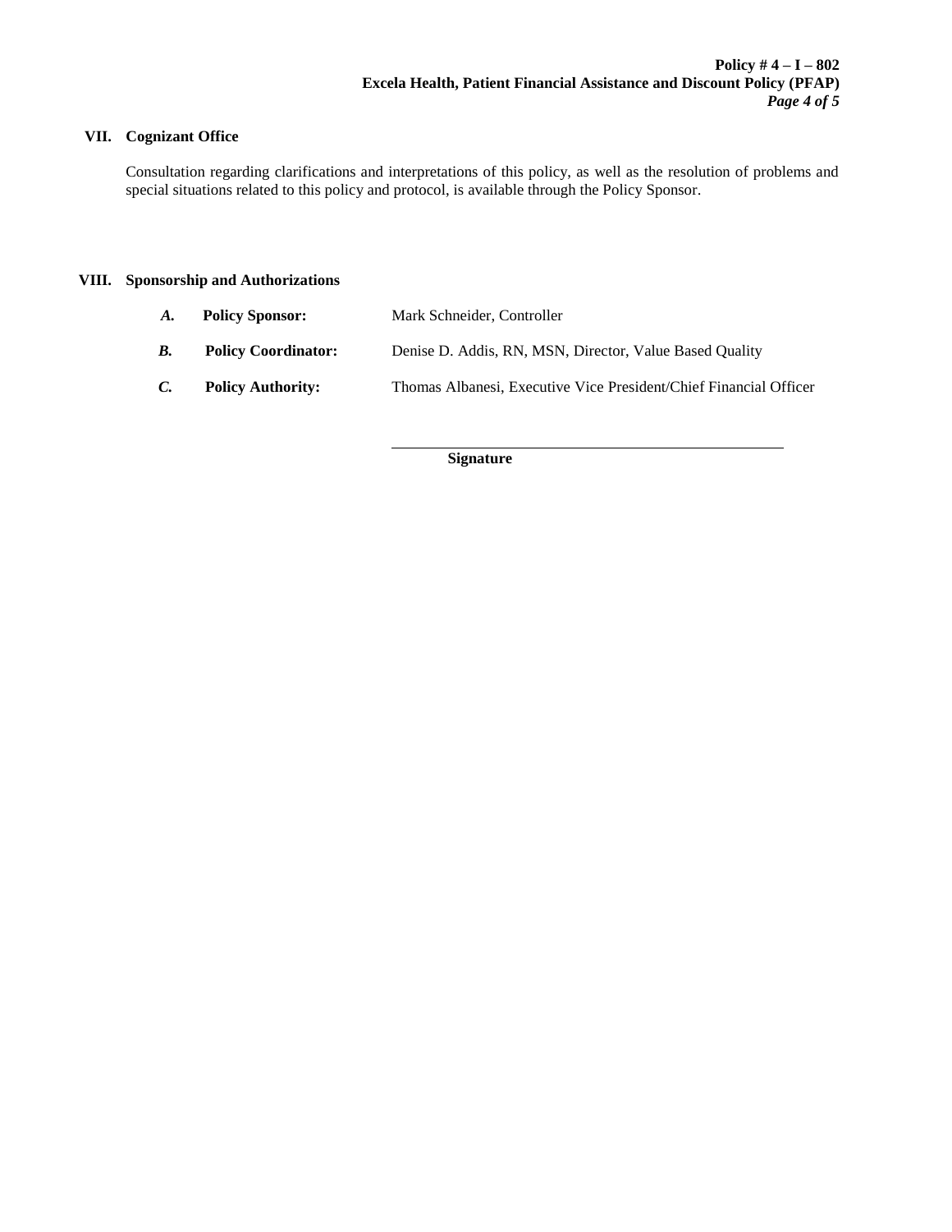## VII. Cognizant Office

Consultation regarding clarifications and interpretations of this policy, as well as the resolution of problems and special situations related to this policy and protocol, is available through the Policy Sponsor.

## VIII. Sponsorship and Authorizations

- ***A.*** **Policy Sponsor:** Mark Schneider, Controller
- ***B.*** **Policy Coordinator:** Denise D. Addis, RN, MSN, Director, Value Based Quality
- ***C.*** **Policy Authority:** Thomas Albanesi, Executive Vice President/Chief Financial Officer

\_\_\_\_\_\_\_\_\_\_\_\_\_\_\_\_\_\_\_\_\_\_\_\_\_\_\_\_\_\_\_\_\_\_\_\_\_\_\_\_

**Signature**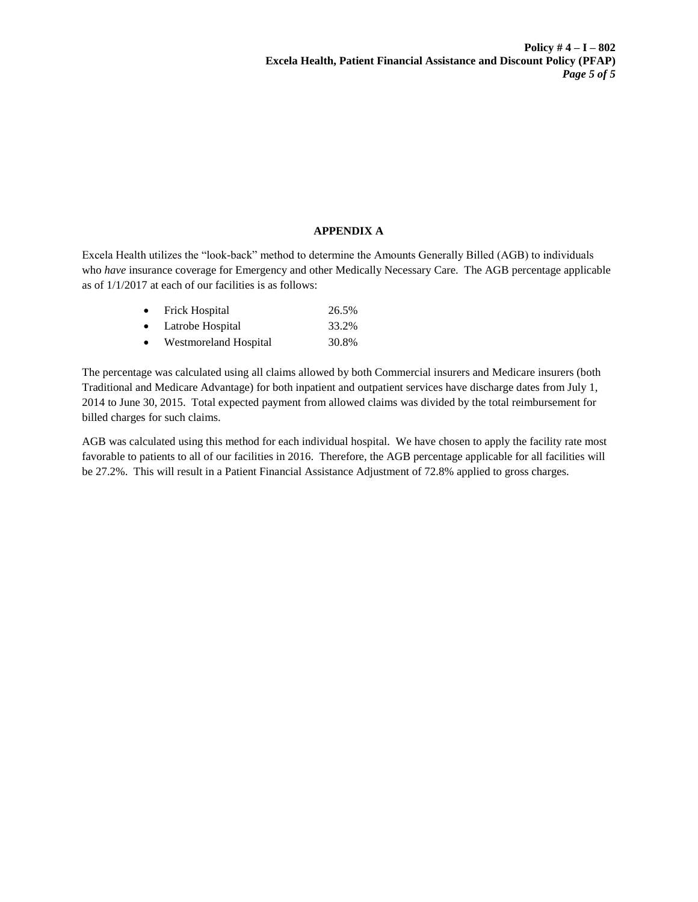## APPENDIX A

Excela Health utilizes the "look-back" method to determine the Amounts Generally Billed (AGB) to individuals who *have* insurance coverage for Emergency and other Medically Necessary Care. The AGB percentage applicable as of 1/1/2017 at each of our facilities is as follows:

- Frick Hospital 26.5%
- Latrobe Hospital 33.2%
- Westmoreland Hospital 30.8%

The percentage was calculated using all claims allowed by both Commercial insurers and Medicare insurers (both Traditional and Medicare Advantage) for both inpatient and outpatient services have discharge dates from July 1, 2014 to June 30, 2015. Total expected payment from allowed claims was divided by the total reimbursement for billed charges for such claims.

AGB was calculated using this method for each individual hospital. We have chosen to apply the facility rate most favorable to patients to all of our facilities in 2016. Therefore, the AGB percentage applicable for all facilities will be 27.2%. This will result in a Patient Financial Assistance Adjustment of 72.8% applied to gross charges.